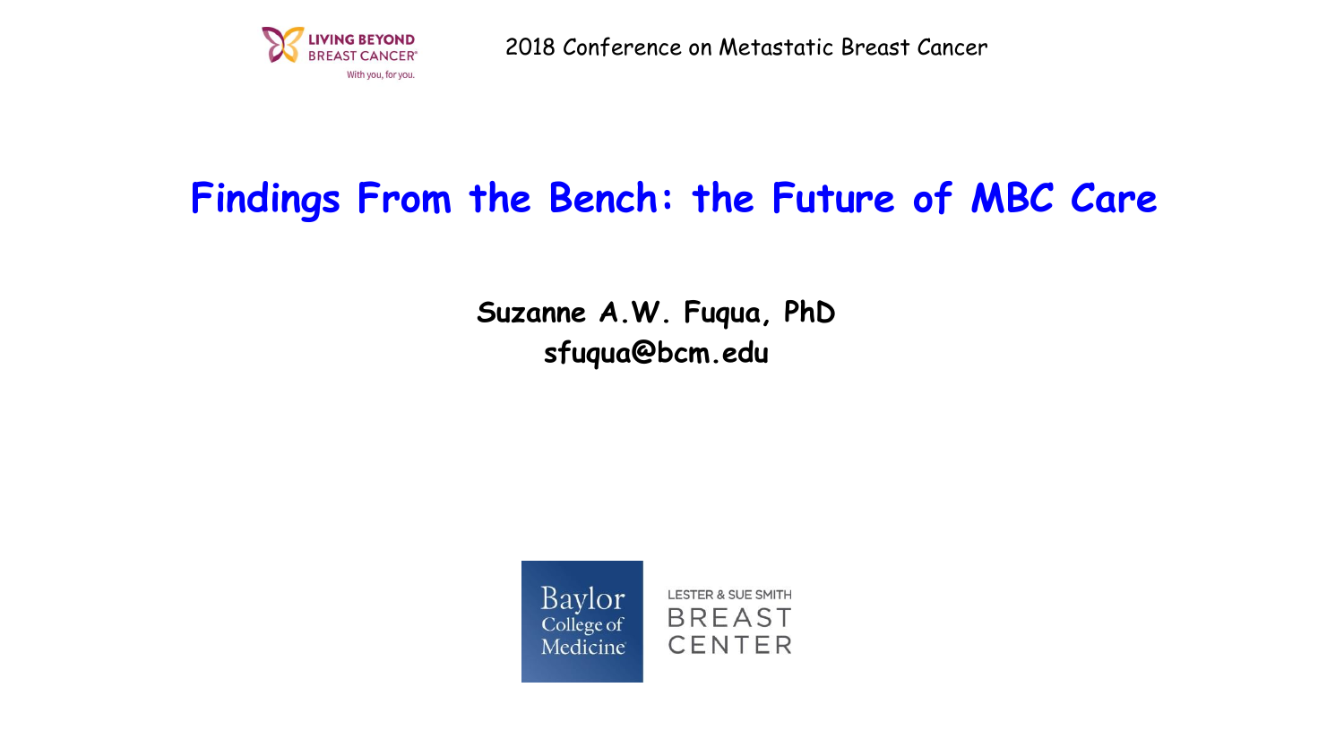LIVING BEYOND BREAST CANCER

With you, for you.

2018 Conference on Metastatic Breast Cancer

# Findings From the Bench: the Future of MBC Care

**Suzanne A.W. Fuqua, PhD**
**sfuqua@bcm.edu**

Baylor College of Medicine

LESTER & SUE SMITH BREAST CENTER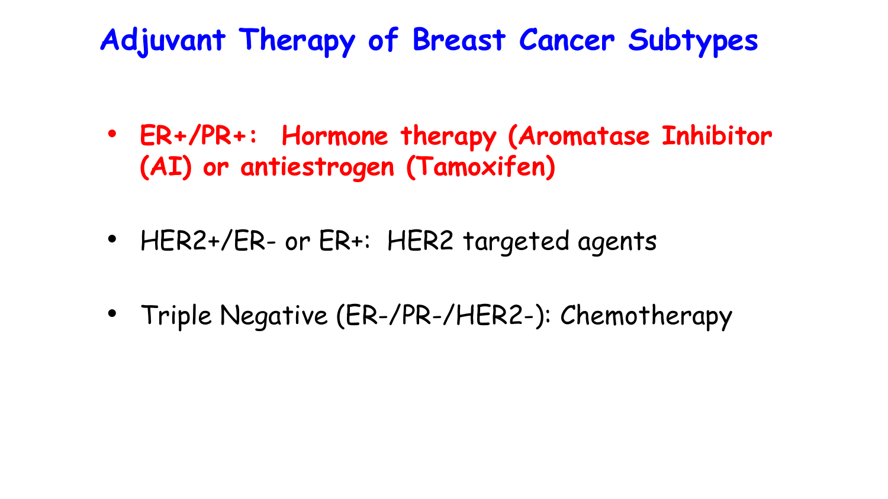# Adjuvant Therapy of Breast Cancer Subtypes

- **ER+/PR+: Hormone therapy (Aromatase Inhibitor (AI) or antiestrogen (Tamoxifen)**
- HER2+/ER- or ER+: HER2 targeted agents
- Triple Negative (ER-/PR-/HER2-): Chemotherapy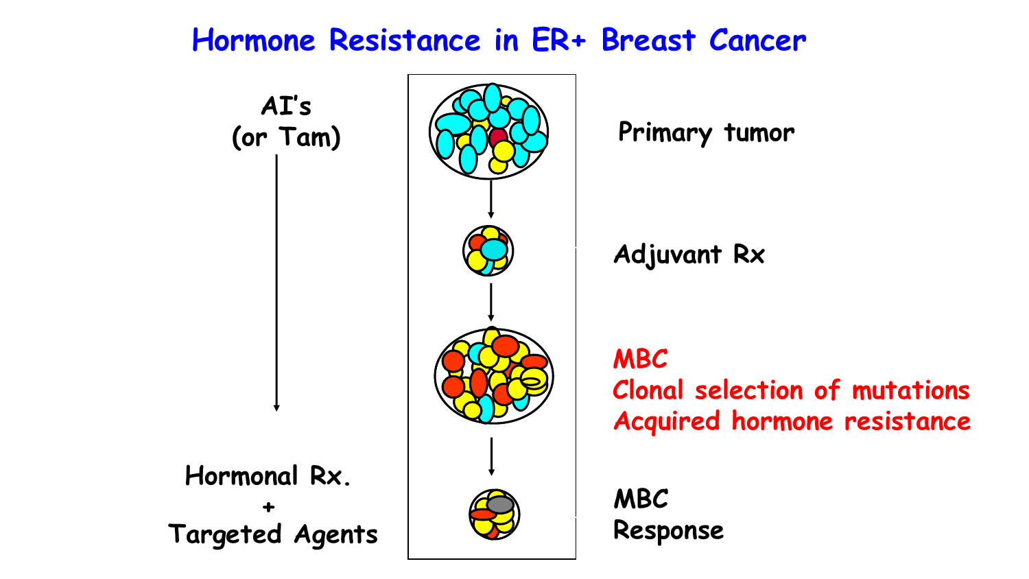# Hormone Resistance in ER+ Breast Cancer

AI's
(or Tam)

Primary tumor

Adjuvant Rx

MBC
Clonal selection of mutations
Acquired hormone resistance

Hormonal Rx.
+
Targeted Agents

MBC
Response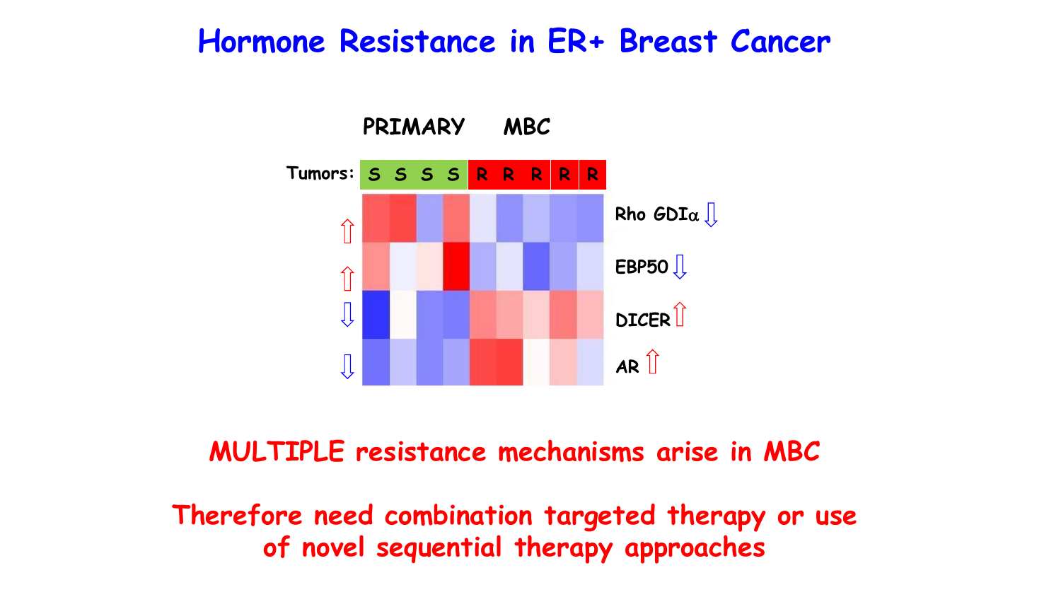# Hormone Resistance in ER+ Breast Cancer

PRIMARY MBC

Tumors: S S S S R R R R R

⇧ ⇧ ⇩ ⇩

Rho GDIα ⇩

EBP50 ⇩

DICER ⇧

AR ⇧

**MULTIPLE resistance mechanisms arise in MBC**

**Therefore need combination targeted therapy or use of novel sequential therapy approaches**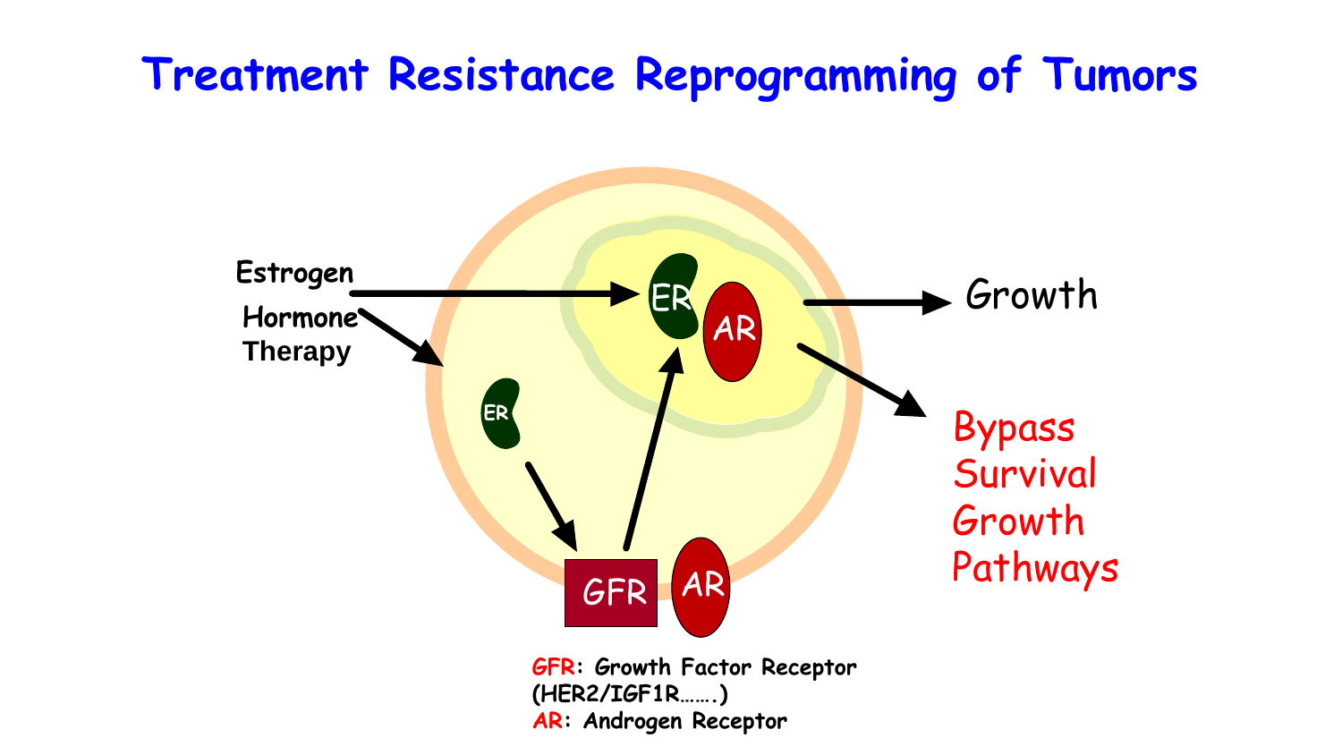# Treatment Resistance Reprogramming of Tumors

Estrogen

Hormone Therapy

ER

AR

ER

GFR

AR

Growth

Bypass Survival Growth Pathways

**GFR**: Growth Factor Receptor (HER2/IGF1R…….)

**AR**: Androgen Receptor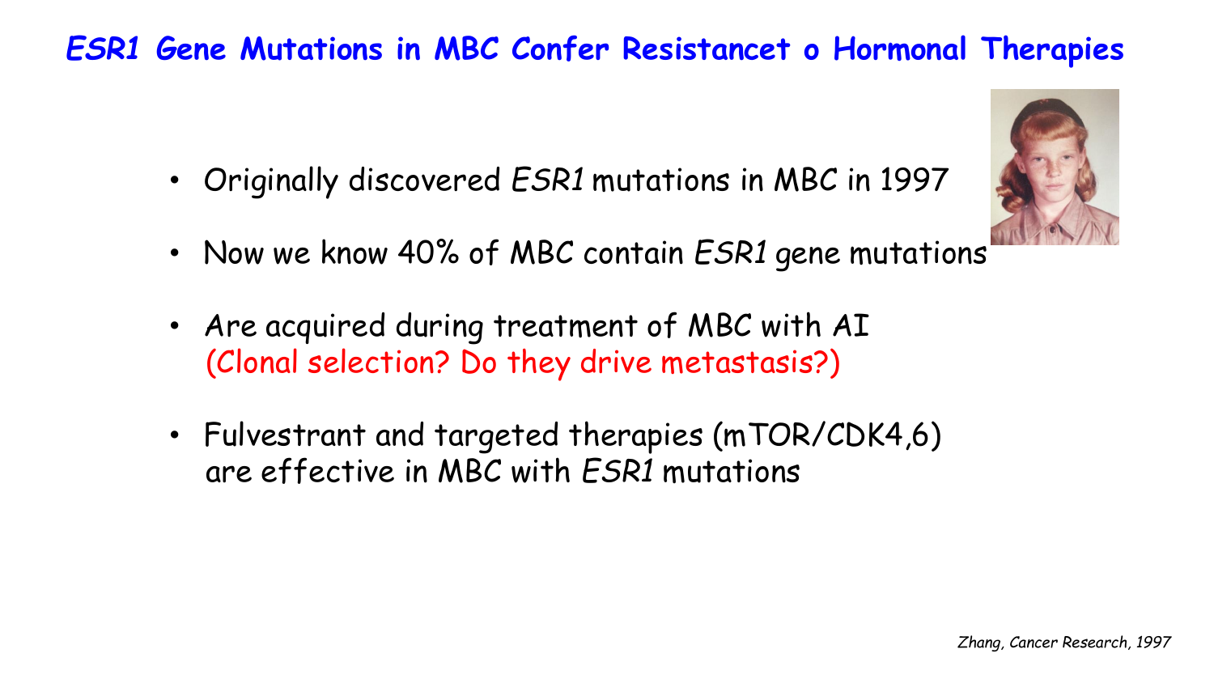# *ESR1* Gene Mutations in MBC Confer Resistancet o Hormonal Therapies

- Originally discovered *ESR1* mutations in MBC in 1997
- Now we know 40% of MBC contain *ESR1* gene mutations
- Are acquired during treatment of MBC with AI
  (Clonal selection? Do they drive metastasis?)
- Fulvestrant and targeted therapies (mTOR/CDK4,6) are effective in MBC with *ESR1* mutations

*Zhang, Cancer Research, 1997*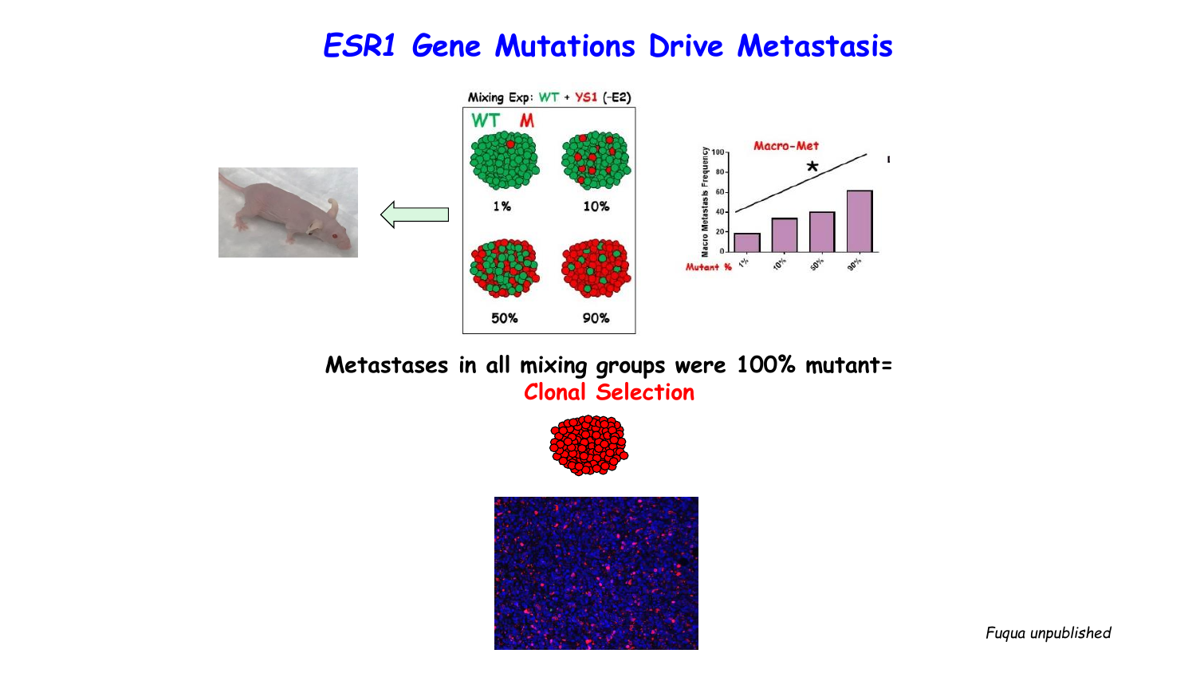# ESR1 Gene Mutations Drive Metastasis

Mixing Exp: WT + YS1 (-E2)

WT M

1% 10%

50% 90%

Macro-Met

Macro Metastasis Frequency

Mutant % 1% 10% 50% 90%

**Metastases in all mixing groups were 100% mutant=**
**Clonal Selection**

*Fuqua unpublished*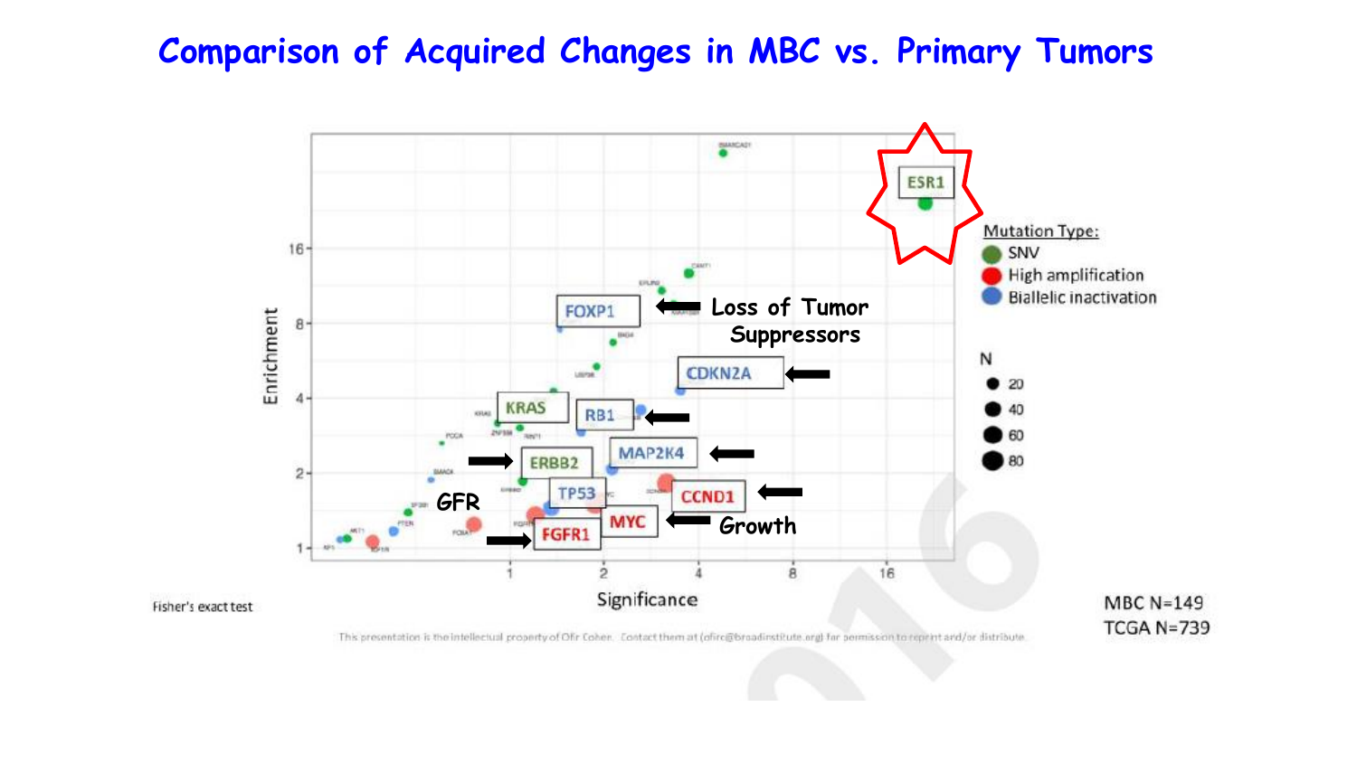# Comparison of Acquired Changes in MBC vs. Primary Tumors

Enrichment

Significance

ESR1

FOXP1

Loss of Tumor Suppressors

CDKN2A

KRAS

RB1

MAP2K4

ERBB2

GFR

TP53

CCND1

MYC

Growth

FGFR1

Mutation Type:

- SNV
- High amplification
- Biallelic inactivation

N

- 20
- 40
- 60
- 80

Fisher's exact test

MBC N=149

TCGA N=739

This presentation is the intellectual property of Ofir Cohen. Contact them at (ofirc@broadinstitute.org) for permission to reprint and/or distribute.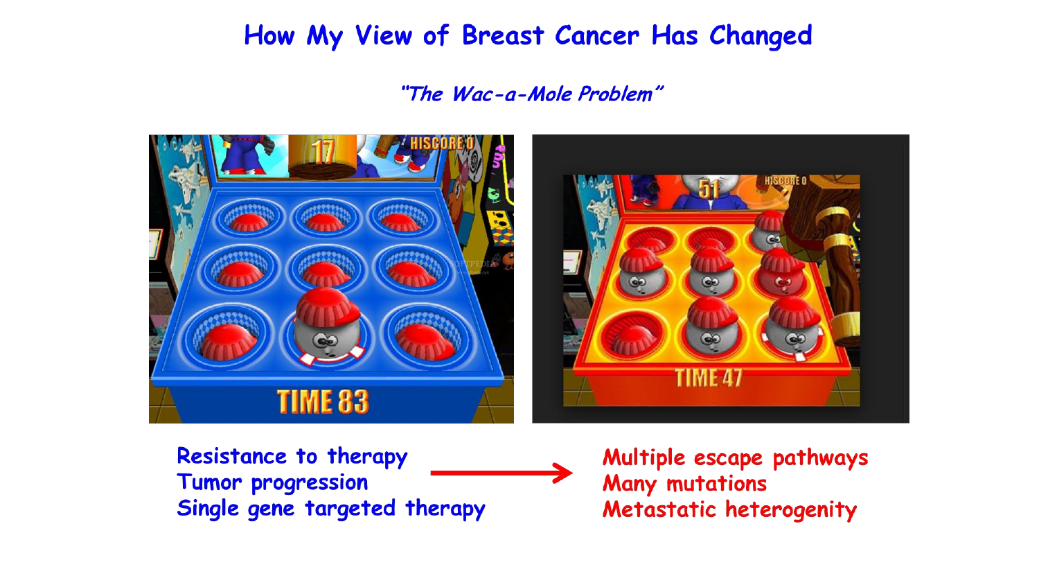# How My View of Breast Cancer Has Changed

*"The Wac-a-Mole Problem"*

Resistance to therapy
Tumor progression
Single gene targeted therapy

→

Multiple escape pathways
Many mutations
Metastatic heterogenity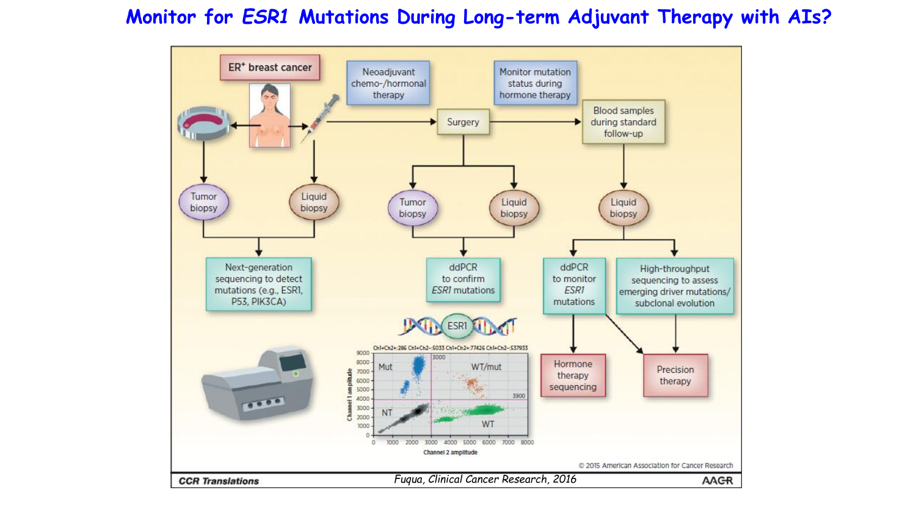# Monitor for *ESR1* Mutations During Long-term Adjuvant Therapy with AIs?

ER[+] breast cancer

Neoadjuvant chemo-/hormonal therapy

Monitor mutation status during hormone therapy

Surgery

Blood samples during standard follow-up

Tumor biopsy

Liquid biopsy

Tumor biopsy

Liquid biopsy

Liquid biopsy

Next-generation sequencing to detect mutations (e.g., ESR1, P53, PIK3CA)

ddPCR to confirm *ESR1* mutations

ddPCR to monitor *ESR1* mutations

High-throughput sequencing to assess emerging driver mutations/ subclonal evolution

ESR1

Hormone therapy sequencing

Precision therapy

Ch1+Ch2+:286 Ch1+Ch2-:5033 Ch1-Ch2+:77426 Ch1-Ch2-:537933

Mut

WT/mut

NT

WT

Channel 1 amplitude

Channel 2 amplitude

© 2015 American Association for Cancer Research

CCR Translations

Fuqua, Clinical Cancer Research, 2016

AACR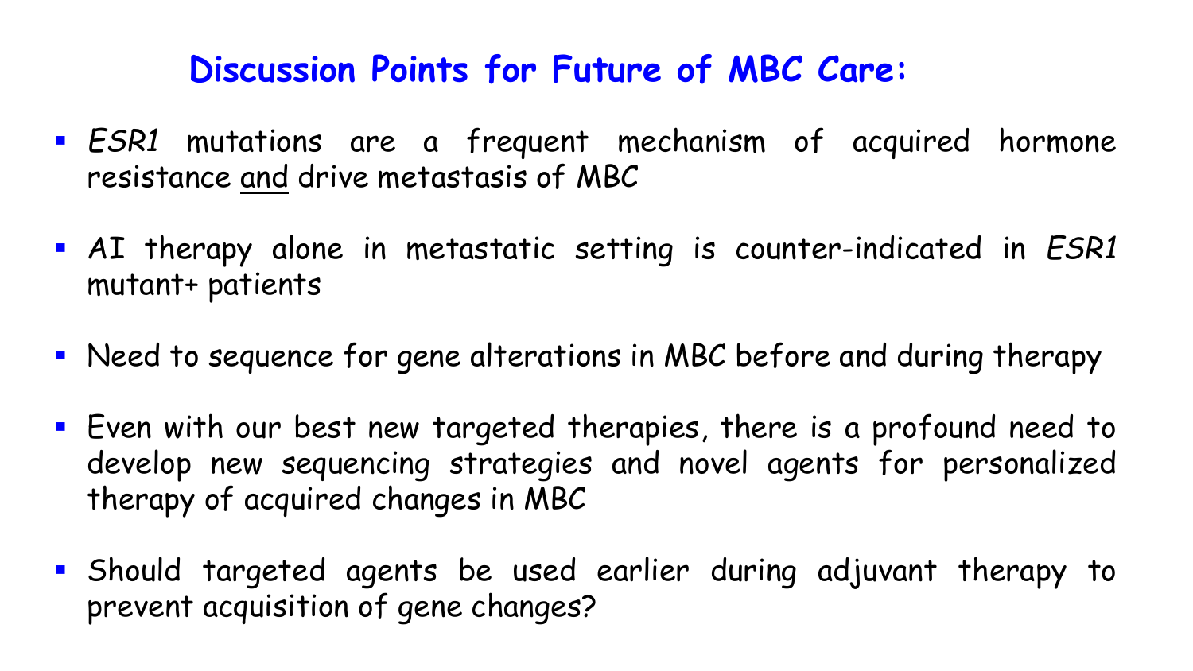## Discussion Points for Future of MBC Care:

- *ESR1* mutations are a frequent mechanism of acquired hormone resistance <u>and</u> drive metastasis of MBC
- AI therapy alone in metastatic setting is counter-indicated in *ESR1* mutant+ patients
- Need to sequence for gene alterations in MBC before and during therapy
- Even with our best new targeted therapies, there is a profound need to develop new sequencing strategies and novel agents for personalized therapy of acquired changes in MBC
- Should targeted agents be used earlier during adjuvant therapy to prevent acquisition of gene changes?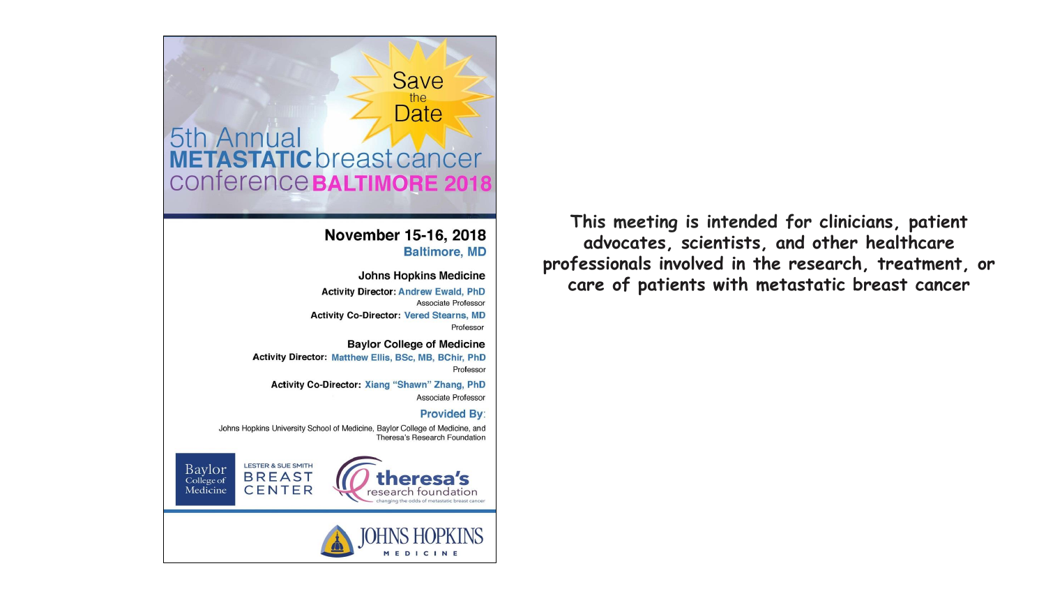Save the Date

# 5th Annual METASTATIC breast cancer conference BALTIMORE 2018

**November 15-16, 2018**
**Baltimore, MD**

**Johns Hopkins Medicine**

**Activity Director:** Andrew Ewald, PhD
Associate Professor

**Activity Co-Director:** Vered Stearns, MD
Professor

**Baylor College of Medicine**

**Activity Director:** Matthew Ellis, BSc, MB, BChir, PhD
Professor

**Activity Co-Director:** Xiang "Shawn" Zhang, PhD
Associate Professor

**Provided By:**

Johns Hopkins University School of Medicine, Baylor College of Medicine, and Theresa's Research Foundation

Baylor College of Medicine

LESTER & SUE SMITH BREAST CENTER

theresa's research foundation — changing the odds of metastatic breast cancer

JOHNS HOPKINS MEDICINE

**This meeting is intended for clinicians, patient advocates, scientists, and other healthcare professionals involved in the research, treatment, or care of patients with metastatic breast cancer**